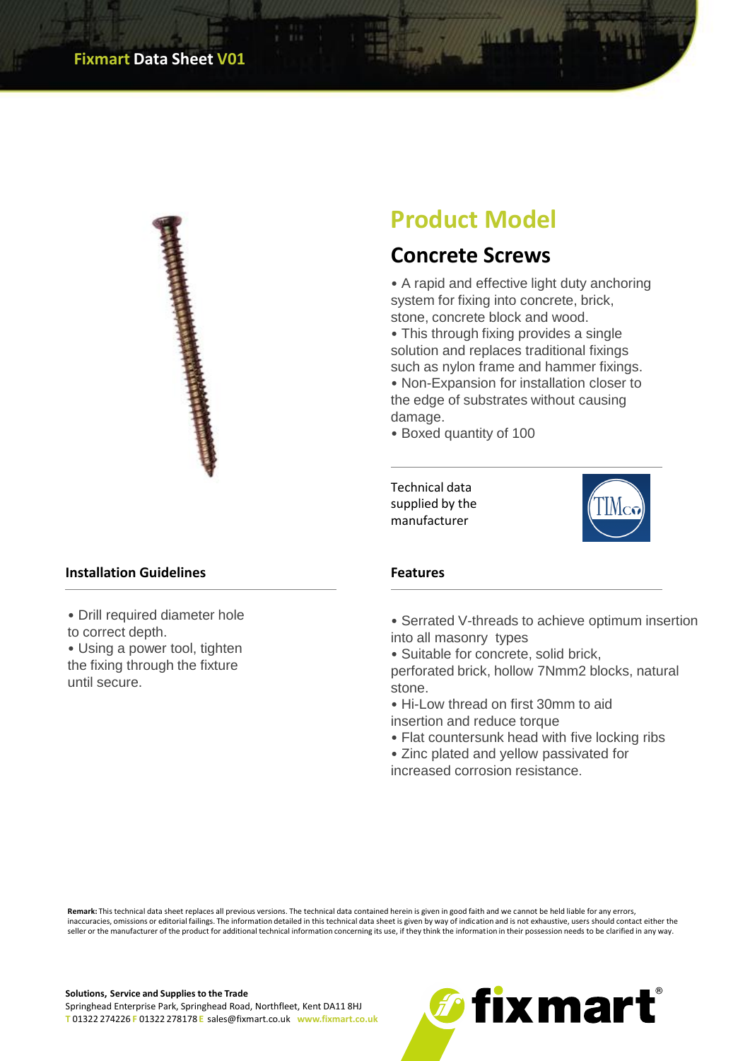Fixmart Data Sheet V01

# Product Model

## Concrete Screws

- A rapid and effective light duty anchoring system for fixing into concrete, brick, stone, concrete block and wood.
- This through fixing provides a single solution and replaces traditional fixings such as nylon frame and hammer fixings.
- Non-Expansion for installation closer to the edge of substrates without causing damage.
- Boxed quantity of 100

Technical data supplied by the manufacturer

### Installation Guidelines

- Drill required diameter hole to correct depth.
- Using a power tool, tighten the fixing through the fixture until secure.

### Features

- Serrated V-threads to achieve optimum insertion into all masonry types
- Suitable for concrete, solid brick, perforated brick, hollow 7Nmm2 blocks, natural stone.
- Hi-Low thread on first 30mm to aid insertion and reduce torque
- Flat countersunk head with five locking ribs
- Zinc plated and yellow passivated for increased corrosion resistance.

**Remark:** This technical data sheet replaces all previous versions. The technical data contained herein is given in good faith and we cannot be held liable for any errors, inaccuracies, omissions or editorial failings. The information detailed in this technical data sheet is given by way of indication and is not exhaustive, users should contact either the seller or the manufacturer of the product for additional technical information concerning its use, if they think the information in their possession needs to be clarified in any way.

**Solutions, Service and Supplies to the Trade**
Springhead Enterprise Park, Springhead Road, Northfleet, Kent DA11 8HJ
T 01322 274226 F 01322 278178 E sales@fixmart.co.uk www.fixmart.co.uk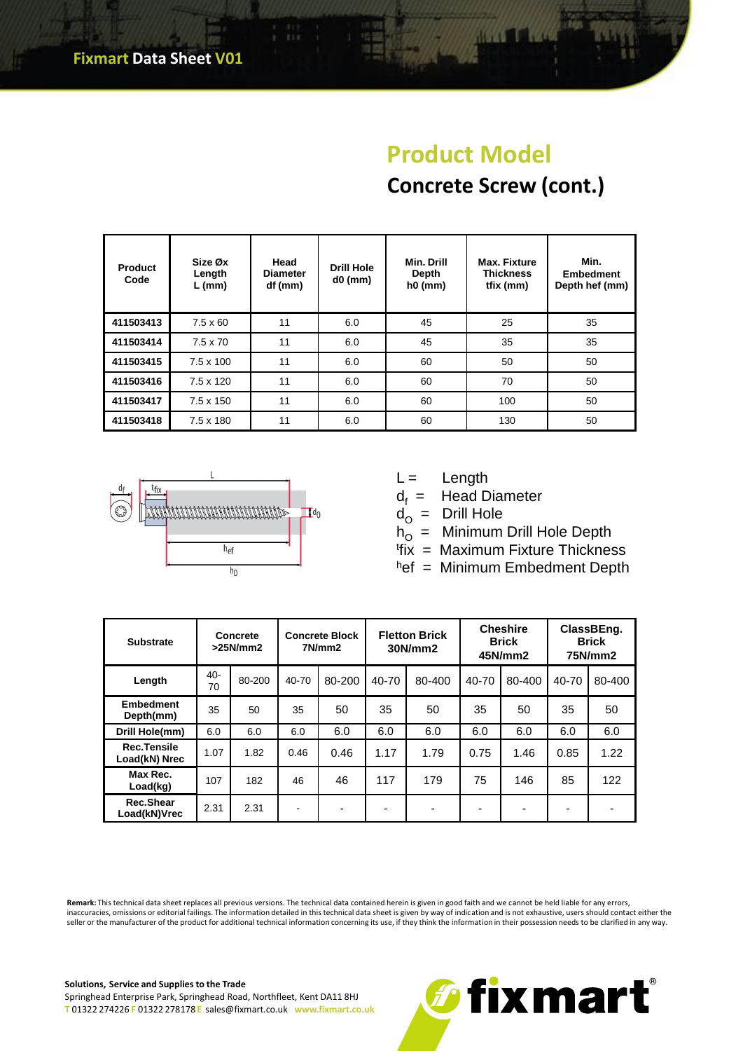Fixmart Data Sheet V01

# Product Model

## Concrete Screw (cont.)

| Product Code | Size Øx Length L (mm) | Head Diameter df (mm) | Drill Hole d0 (mm) | Min. Drill Depth h0 (mm) | Max. Fixture Thickness tfix (mm) | Min. Embedment Depth hef (mm) |
|---|---|---|---|---|---|---|
| 411503413 | 7.5 x 60 | 11 | 6.0 | 45 | 25 | 35 |
| 411503414 | 7.5 x 70 | 11 | 6.0 | 45 | 35 | 35 |
| 411503415 | 7.5 x 100 | 11 | 6.0 | 60 | 50 | 50 |
| 411503416 | 7.5 x 120 | 11 | 6.0 | 60 | 70 | 50 |
| 411503417 | 7.5 x 150 | 11 | 6.0 | 60 | 100 | 50 |
| 411503418 | 7.5 x 180 | 11 | 6.0 | 60 | 130 | 50 |

L
$d_f$
$t_{fix}$
$d_0$
$h_{ef}$
$h_0$

L = Length
$d_f$ = Head Diameter
$d_O$ = Drill Hole
$h_O$ = Minimum Drill Hole Depth
$t_{fix}$ = Maximum Fixture Thickness
$h_{ef}$ = Minimum Embedment Depth

| Substrate | Concrete >25N/mm2 | | Concrete Block 7N/mm2 | | Fletton Brick 30N/mm2 | | Cheshire Brick 45N/mm2 | | ClassBEng. Brick 75N/mm2 | |
|---|---|---|---|---|---|---|---|---|---|---|
| Length | 40-70 | 80-200 | 40-70 | 80-200 | 40-70 | 80-400 | 40-70 | 80-400 | 40-70 | 80-400 |
| Embedment Depth(mm) | 35 | 50 | 35 | 50 | 35 | 50 | 35 | 50 | 35 | 50 |
| Drill Hole(mm) | 6.0 | 6.0 | 6.0 | 6.0 | 6.0 | 6.0 | 6.0 | 6.0 | 6.0 | 6.0 |
| Rec.Tensile Load(kN) Nrec | 1.07 | 1.82 | 0.46 | 0.46 | 1.17 | 1.79 | 0.75 | 1.46 | 0.85 | 1.22 |
| Max Rec. Load(kg) | 107 | 182 | 46 | 46 | 117 | 179 | 75 | 146 | 85 | 122 |
| Rec.Shear Load(kN)Vrec | 2.31 | 2.31 | - | - | - | - | - | - | - | - |

**Remark:** This technical data sheet replaces all previous versions. The technical data contained herein is given in good faith and we cannot be held liable for any errors, inaccuracies, omissions or editorial failings. The information detailed in this technical data sheet is given by way of indication and is not exhaustive, users should contact either the seller or the manufacturer of the product for additional technical information concerning its use, if they think the information in their possession needs to be clarified in any way.

**Solutions, Service and Supplies to the Trade**
Springhead Enterprise Park, Springhead Road, Northfleet, Kent DA11 8HJ
T 01322 274226 F 01322 278178 E sales@fixmart.co.uk www.fixmart.co.uk

fixmart®